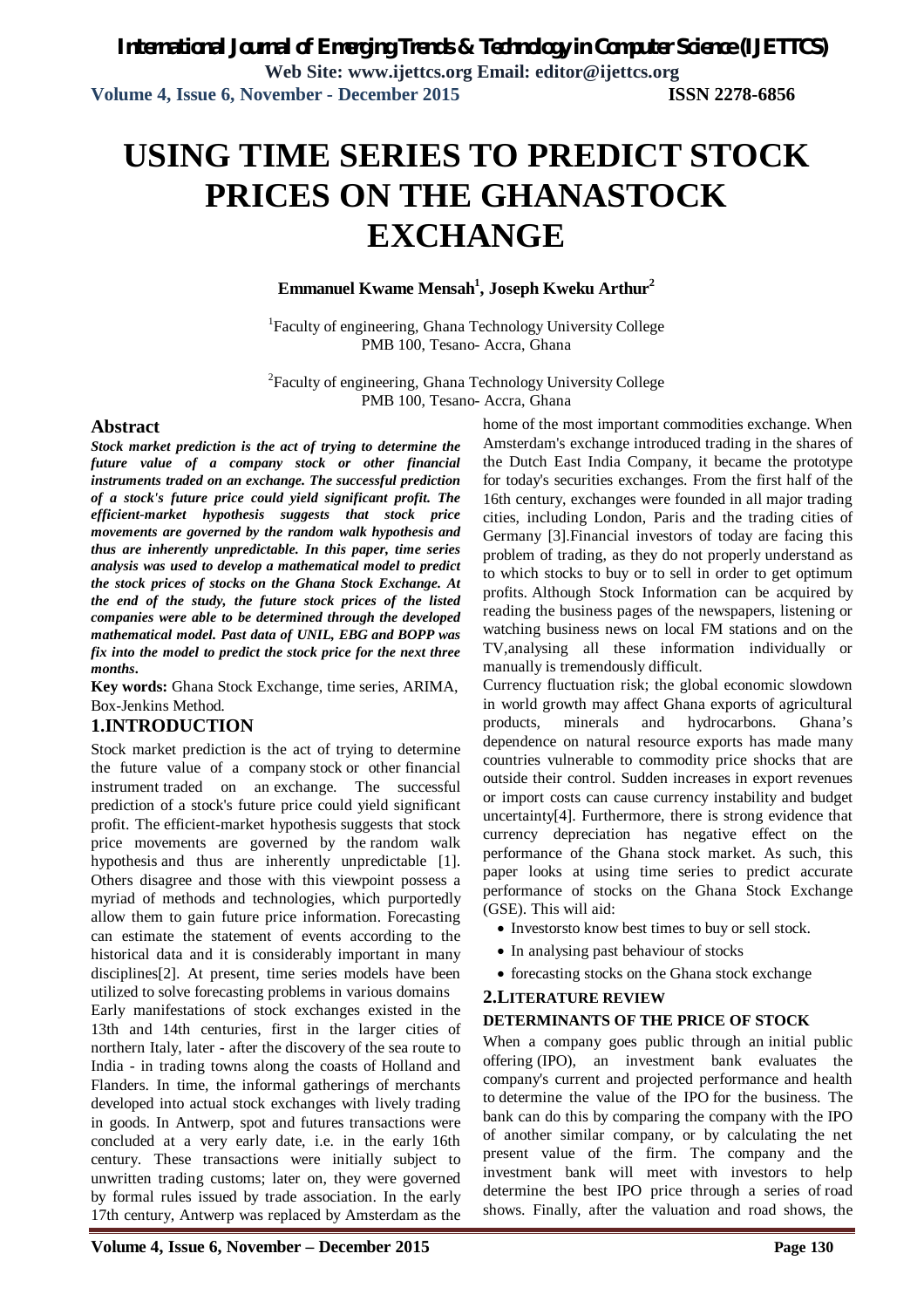# USING TIME SERIES TO PREDICT STOCK PRICES ON THE GHANASTOCK EXCHANGE

**Emmanuel Kwame Mensah[1], Joseph Kweku Arthur[2]**

[1]Faculty of engineering, Ghana Technology University College
PMB 100, Tesano- Accra, Ghana

[2]Faculty of engineering, Ghana Technology University College
PMB 100, Tesano- Accra, Ghana

## Abstract

***Stock market prediction is the act of trying to determine the future value of a company stock or other financial instruments traded on an exchange. The successful prediction of a stock's future price could yield significant profit. The efficient-market hypothesis suggests that stock price movements are governed by the random walk hypothesis and thus are inherently unpredictable. In this paper, time series analysis was used to develop a mathematical model to predict the stock prices of stocks on the Ghana Stock Exchange. At the end of the study, the future stock prices of the listed companies were able to be determined through the developed mathematical model. Past data of UNIL, EBG and BOPP was fix into the model to predict the stock price for the next three months.***

**Key words:** Ghana Stock Exchange, time series, ARIMA, Box-Jenkins Method.

## 1.INTRODUCTION

Stock market prediction is the act of trying to determine the future value of a company stock or other financial instrument traded on an exchange. The successful prediction of a stock's future price could yield significant profit. The efficient-market hypothesis suggests that stock price movements are governed by the random walk hypothesis and thus are inherently unpredictable [1]. Others disagree and those with this viewpoint possess a myriad of methods and technologies, which purportedly allow them to gain future price information. Forecasting can estimate the statement of events according to the historical data and it is considerably important in many disciplines[2]. At present, time series models have been utilized to solve forecasting problems in various domains

Early manifestations of stock exchanges existed in the 13th and 14th centuries, first in the larger cities of northern Italy, later - after the discovery of the sea route to India - in trading towns along the coasts of Holland and Flanders. In time, the informal gatherings of merchants developed into actual stock exchanges with lively trading in goods. In Antwerp, spot and futures transactions were concluded at a very early date, i.e. in the early 16th century. These transactions were initially subject to unwritten trading customs; later on, they were governed by formal rules issued by trade association. In the early 17th century, Antwerp was replaced by Amsterdam as the home of the most important commodities exchange. When Amsterdam's exchange introduced trading in the shares of the Dutch East India Company, it became the prototype for today's securities exchanges. From the first half of the 16th century, exchanges were founded in all major trading cities, including London, Paris and the trading cities of Germany [3].Financial investors of today are facing this problem of trading, as they do not properly understand as to which stocks to buy or to sell in order to get optimum profits. Although Stock Information can be acquired by reading the business pages of the newspapers, listening or watching business news on local FM stations and on the TV,analysing all these information individually or manually is tremendously difficult.

Currency fluctuation risk; the global economic slowdown in world growth may affect Ghana exports of agricultural products, minerals and hydrocarbons. Ghana's dependence on natural resource exports has made many countries vulnerable to commodity price shocks that are outside their control. Sudden increases in export revenues or import costs can cause currency instability and budget uncertainty[4]. Furthermore, there is strong evidence that currency depreciation has negative effect on the performance of the Ghana stock market. As such, this paper looks at using time series to predict accurate performance of stocks on the Ghana Stock Exchange (GSE). This will aid:

- Investorsto know best times to buy or sell stock.
- In analysing past behaviour of stocks
- forecasting stocks on the Ghana stock exchange

## 2.LITERATURE REVIEW

### DETERMINANTS OF THE PRICE OF STOCK

When a company goes public through an initial public offering (IPO), an investment bank evaluates the company's current and projected performance and health to determine the value of the IPO for the business. The bank can do this by comparing the company with the IPO of another similar company, or by calculating the net present value of the firm. The company and the investment bank will meet with investors to help determine the best IPO price through a series of road shows. Finally, after the valuation and road shows, the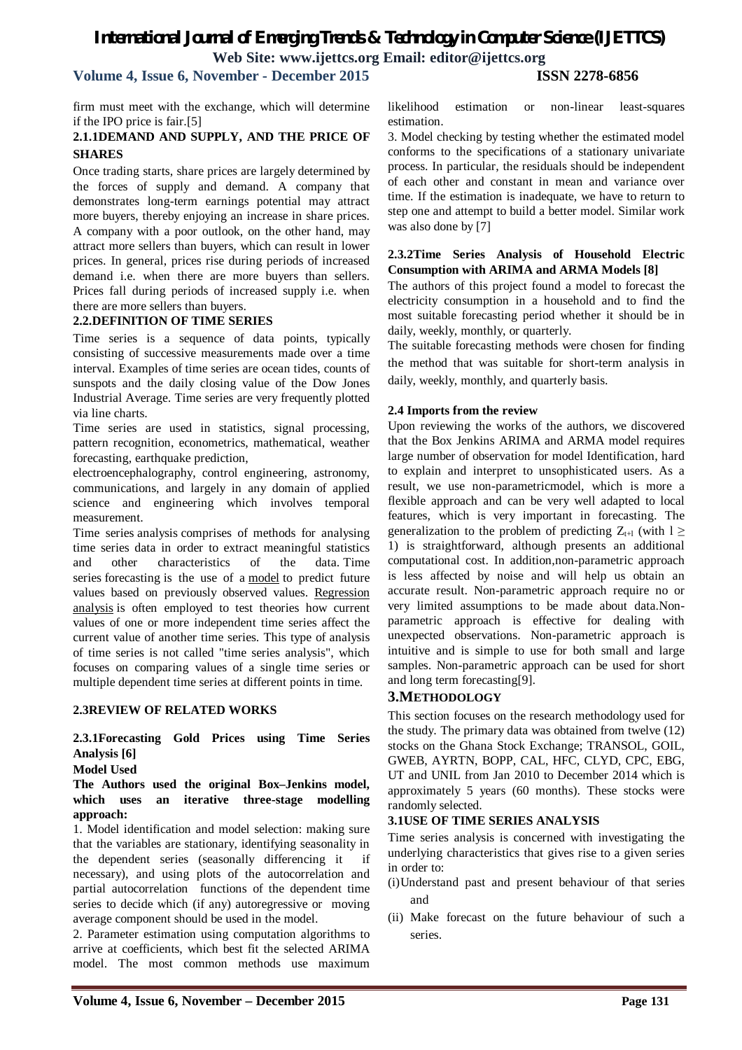firm must meet with the exchange, which will determine if the IPO price is fair.[5]

### 2.1.1DEMAND AND SUPPLY, AND THE PRICE OF SHARES

Once trading starts, share prices are largely determined by the forces of supply and demand. A company that demonstrates long-term earnings potential may attract more buyers, thereby enjoying an increase in share prices. A company with a poor outlook, on the other hand, may attract more sellers than buyers, which can result in lower prices. In general, prices rise during periods of increased demand i.e. when there are more buyers than sellers. Prices fall during periods of increased supply i.e. when there are more sellers than buyers.

### 2.2.DEFINITION OF TIME SERIES

Time series is a sequence of data points, typically consisting of successive measurements made over a time interval. Examples of time series are ocean tides, counts of sunspots and the daily closing value of the Dow Jones Industrial Average. Time series are very frequently plotted via line charts.

Time series are used in statistics, signal processing, pattern recognition, econometrics, mathematical, weather forecasting, earthquake prediction, electroencephalography, control engineering, astronomy, communications, and largely in any domain of applied science and engineering which involves temporal measurement.

Time series analysis comprises of methods for analysing time series data in order to extract meaningful statistics and other characteristics of the data. Time series forecasting is the use of a model to predict future values based on previously observed values. Regression analysis is often employed to test theories how current values of one or more independent time series affect the current value of another time series. This type of analysis of time series is not called "time series analysis", which focuses on comparing values of a single time series or multiple dependent time series at different points in time.

### 2.3REVIEW OF RELATED WORKS

#### 2.3.1Forecasting Gold Prices using Time Series Analysis [6]

**Model Used**

**The Authors used the original Box–Jenkins model, which uses an iterative three-stage modelling approach:**

1. Model identification and model selection: making sure that the variables are stationary, identifying seasonality in the dependent series (seasonally differencing it if necessary), and using plots of the autocorrelation and partial autocorrelation functions of the dependent time series to decide which (if any) autoregressive or moving average component should be used in the model.
2. Parameter estimation using computation algorithms to arrive at coefficients, which best fit the selected ARIMA model. The most common methods use maximum likelihood estimation or non-linear least-squares estimation.
3. Model checking by testing whether the estimated model conforms to the specifications of a stationary univariate process. In particular, the residuals should be independent of each other and constant in mean and variance over time. If the estimation is inadequate, we have to return to step one and attempt to build a better model. Similar work was also done by [7]

#### 2.3.2Time Series Analysis of Household Electric Consumption with ARIMA and ARMA Models [8]

The authors of this project found a model to forecast the electricity consumption in a household and to find the most suitable forecasting period whether it should be in daily, weekly, monthly, or quarterly.

The suitable forecasting methods were chosen for finding the method that was suitable for short-term analysis in daily, weekly, monthly, and quarterly basis.

### 2.4 Imports from the review

Upon reviewing the works of the authors, we discovered that the Box Jenkins ARIMA and ARMA model requires large number of observation for model Identification, hard to explain and interpret to unsophisticated users. As a result, we use non-parametricmodel, which is more a flexible approach and can be very well adapted to local features, which is very important in forecasting. The generalization to the problem of predicting $Z_{t+l}$ (with $l \geq 1$) is straightforward, although presents an additional computational cost. In addition,non-parametric approach is less affected by noise and will help us obtain an accurate result. Non-parametric approach require no or very limited assumptions to be made about data.Non-parametric approach is effective for dealing with unexpected observations. Non-parametric approach is intuitive and is simple to use for both small and large samples. Non-parametric approach can be used for short and long term forecasting[9].

## 3.METHODOLOGY

This section focuses on the research methodology used for the study. The primary data was obtained from twelve (12) stocks on the Ghana Stock Exchange; TRANSOL, GOIL, GWEB, AYRTN, BOPP, CAL, HFC, CLYD, CPC, EBG, UT and UNIL from Jan 2010 to December 2014 which is approximately 5 years (60 months). These stocks were randomly selected.

### 3.1USE OF TIME SERIES ANALYSIS

Time series analysis is concerned with investigating the underlying characteristics that gives rise to a given series in order to:

(i) Understand past and present behaviour of that series and

(ii) Make forecast on the future behaviour of such a series.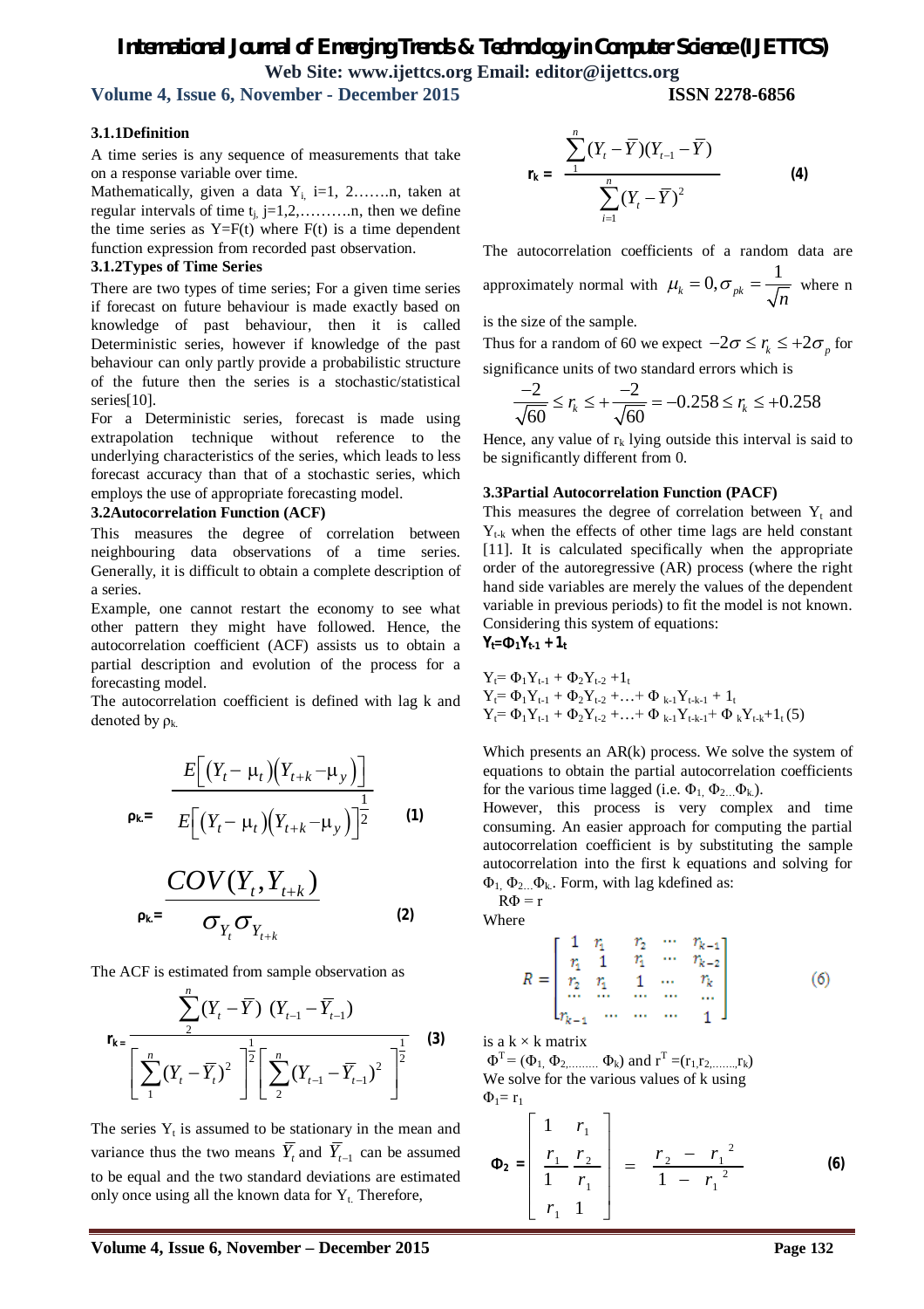### 3.1.1Definition

A time series is any sequence of measurements that take on a response variable over time.

Mathematically, given a data $Y_i$, i=1, 2…….n, taken at regular intervals of time $t_j$, j=1,2,……….n, then we define the time series as Y=F(t) where F(t) is a time dependent function expression from recorded past observation.

### 3.1.2Types of Time Series

There are two types of time series; For a given time series if forecast on future behaviour is made exactly based on knowledge of past behaviour, then it is called Deterministic series, however if knowledge of the past behaviour can only partly provide a probabilistic structure of the future then the series is a stochastic/statistical series[10].

For a Deterministic series, forecast is made using extrapolation technique without reference to the underlying characteristics of the series, which leads to less forecast accuracy than that of a stochastic series, which employs the use of appropriate forecasting model.

### 3.2Autocorrelation Function (ACF)

This measures the degree of correlation between neighbouring data observations of a time series. Generally, it is difficult to obtain a complete description of a series.

Example, one cannot restart the economy to see what other pattern they might have followed. Hence, the autocorrelation coefficient (ACF) assists us to obtain a partial description and evolution of the process for a forecasting model.

The autocorrelation coefficient is defined with lag k and denoted by $\rho_k$.

$$\rho_k = \frac{E\left[\left(Y_t - \mu_t\right)\left(Y_{t+k} - \mu_y\right)\right]}{E\left[\left(Y_t - \mu_t\right)\left(Y_{t+k} - \mu_y\right)\right]^{\frac{1}{2}}} \quad (1)$$

$$\rho_k = \frac{COV(Y_t, Y_{t+k})}{\sigma_{Y_t}\sigma_{Y_{t+k}}} \quad (2)$$

The ACF is estimated from sample observation as

$$r_k = \frac{\sum_{2}^{n}(Y_t - \overline{Y})\ (Y_{t-1} - \overline{Y}_{t-1})}{\left[\sum_{1}^{n}(Y_t - \overline{Y}_t)^2\right]^{\frac{1}{2}}\left[\sum_{2}^{n}(Y_{t-1} - \overline{Y}_{t-1})^2\right]^{\frac{1}{2}}} \quad (3)$$

The series $Y_t$ is assumed to be stationary in the mean and variance thus the two means $\overline{Y}_t$ and $\overline{Y}_{t-1}$ can be assumed to be equal and the two standard deviations are estimated only once using all the known data for $Y_t$. Therefore,

$$r_k = \frac{\sum_{1}^{n}(Y_t - \overline{Y})(Y_{t-1} - \overline{Y})}{\sum_{i=1}^{n}(Y_t - \overline{Y})^2} \quad (4)$$

The autocorrelation coefficients of a random data are approximately normal with $\mu_k = 0, \sigma_{pk} = \frac{1}{\sqrt{n}}$ where n is the size of the sample.

Thus for a random of 60 we expect $-2\sigma \le r_k \le +2\sigma_p$ for significance units of two standard errors which is

$$\frac{-2}{\sqrt{60}} \le r_k \le +\frac{-2}{\sqrt{60}} = -0.258 \le r_k \le +0.258$$

Hence, any value of $r_k$ lying outside this interval is said to be significantly different from 0.

### 3.3Partial Autocorrelation Function (PACF)

This measures the degree of correlation between $Y_t$ and $Y_{t-k}$ when the effects of other time lags are held constant [11]. It is calculated specifically when the appropriate order of the autoregressive (AR) process (where the right hand side variables are merely the values of the dependent variable in previous periods) to fit the model is not known. Considering this system of equations:

$$Y_t = \Phi_1 Y_{t-1} + 1_t$$

$$Y_t = \Phi_1 Y_{t-1} + \Phi_2 Y_{t-2} + 1_t$$
$$Y_t = \Phi_1 Y_{t-1} + \Phi_2 Y_{t-2} + \ldots + \Phi_{k-1} Y_{t-k-1} + 1_t$$
$$Y_t = \Phi_1 Y_{t-1} + \Phi_2 Y_{t-2} + \ldots + \Phi_{k-1} Y_{t-k-1} + \Phi_k Y_{t-k} + 1_t \ (5)$$

Which presents an AR(k) process. We solve the system of equations to obtain the partial autocorrelation coefficients for the various time lagged (i.e. $\Phi_1, \Phi_2 \ldots \Phi_k$).

However, this process is very complex and time consuming. An easier approach for computing the partial autocorrelation coefficient is by substituting the sample autocorrelation into the first k equations and solving for $\Phi_1, \Phi_2 \ldots \Phi_k$. Form, with lag kdefined as:

$$R\Phi = r$$

Where

$$R = \begin{bmatrix} 1 & r_1 & r_2 & \cdots & r_{k-1} \\ r_1 & 1 & r_1 & \cdots & r_{k-2} \\ r_2 & r_1 & 1 & \cdots & r_k \\ \cdots & \cdots & \cdots & \cdots & \cdots \\ r_{k-1} & \cdots & \cdots & \cdots & 1 \end{bmatrix} \quad (6)$$

is a k × k matrix

$\Phi^T = (\Phi_1, \Phi_2, \ldots \Phi_k)$ and $r^T = (r_1, r_2, \ldots, r_k)$

We solve for the various values of k using

$\Phi_1 = r_1$

$$\Phi_2 = \begin{bmatrix} 1 & r_1 \\ \dfrac{r_1}{1} & \dfrac{r_2}{r_1} \\ r_1 & 1 \end{bmatrix} = \frac{r_2 - r_1^{\ 2}}{1 - r_1^{\ 2}} \quad (6)$$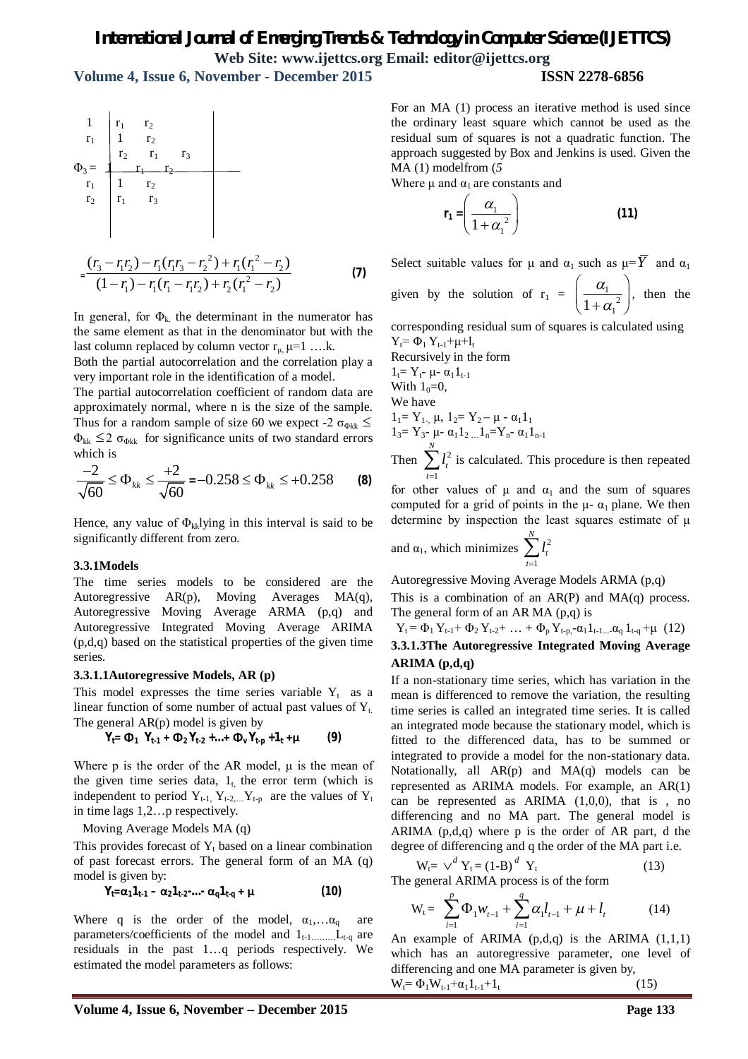$$\Phi_3 = \frac{\begin{vmatrix} 1 & r_1 & r_2 \\ r_1 & 1 & r_2 \\ r_2 & r_1 & r_3 \end{vmatrix}}{\begin{vmatrix} 1 & r_1 & r_2 \\ r_1 & 1 & r_2 \\ r_2 & r_1 & r_3 \end{vmatrix}}$$

$$= \frac{(r_3 - r_1 r_2) - r_1(r_1 r_3 - r_2^2) + r_1(r_1^2 - r_2)}{(1 - r_1) - r_1(r_1 - r_1 r_2) + r_2(r_1^2 - r_2)} \qquad \textbf{(7)}$$

In general, for $\Phi_k$ the determinant in the numerator has the same element as that in the denominator but with the last column replaced by column vector $r_\mu$, $\mu = 1 \ldots k$.

Both the partial autocorrelation and the correlation play a very important role in the identification of a model.

The partial autocorrelation coefficient of random data are approximately normal, where n is the size of the sample. Thus for a random sample of size 60 we expect $-2\,\sigma_{\Phi kk} \leq \Phi_{kk} \leq 2\,\sigma_{\Phi kk}$ for significance units of two standard errors which is

$$\frac{-2}{\sqrt{60}} \leq \Phi_{kk} \leq \frac{+2}{\sqrt{60}} = -0.258 \leq \Phi_{kk} \leq +0.258 \qquad \textbf{(8)}$$

Hence, any value of $\Phi_{kk}$ lying in this interval is said to be significantly different from zero.

### 3.3.1 Models

The time series models to be considered are the Autoregressive AR(p), Moving Averages MA(q), Autoregressive Moving Average ARMA (p,q) and Autoregressive Integrated Moving Average ARIMA (p,d,q) based on the statistical properties of the given time series.

#### 3.3.1.1 Autoregressive Models, AR (p)

This model expresses the time series variable $Y_t$ as a linear function of some number of actual past values of $Y_t$. The general AR(p) model is given by

$$Y_t = \Phi_1 Y_{t-1} + \Phi_2 Y_{t-2} + \ldots + \Phi_v Y_{t-p} + 1_t + \mu \qquad \textbf{(9)}$$

Where p is the order of the AR model, $\mu$ is the mean of the given time series data, $1_t$, the error term (which is independent to period $Y_{t-1}, Y_{t-2, \ldots} Y_{t-p}$ are the values of $Y_t$ in time lags 1,2…p respectively.

Moving Average Models MA (q)

This provides forecast of $Y_t$ based on a linear combination of past forecast errors. The general form of an MA (q) model is given by:

$$Y_t = \alpha_1 1_{t-1} - \alpha_2 1_{t-2} - \ldots - \alpha_q 1_{t-q} + \mu \qquad \textbf{(10)}$$

Where q is the order of the model, $\alpha_1, \ldots \alpha_q$ are parameters/coefficients of the model and $1_{t-1 \ldots\ldots\ldots} L_{t-q}$ are residuals in the past 1…q periods respectively. We estimated the model parameters as follows:

For an MA (1) process an iterative method is used since the ordinary least square which cannot be used as the residual sum of squares is not a quadratic function. The approach suggested by Box and Jenkins is used. Given the MA (1) modelfrom (*5*

Where $\mu$ and $\alpha_1$ are constants and

$$r_1 = \left(\frac{\alpha_1}{1 + \alpha_1^2}\right) \qquad \textbf{(11)}$$

Select suitable values for $\mu$ and $\alpha_1$ such as $\mu = \overline{Y}$ and $\alpha_1$ given by the solution of $r_1 = \left(\frac{\alpha_1}{1 + \alpha_1^2}\right)$, then the corresponding residual sum of squares is calculated using

$Y_t = \Phi_1 Y_{t-1} + \mu + l_t$

Recursively in the form

$1_t = Y_t - \mu - \alpha_1 1_{t-1}$

With $1_0 = 0$,

We have

$1_1 = Y_1 - \mu$, $1_2 = Y_2 - \mu - \alpha_1 1_1$

$1_3 = Y_3 - \mu - \alpha_1 1_2 \ldots 1_n = Y_n - \alpha_1 1_{n-1}$

Then $\sum_{t=1}^{N} l_t^2$ is calculated. This procedure is then repeated for other values of $\mu$ and $\alpha_1$ and the sum of squares computed for a grid of points in the $\mu$- $\alpha_1$ plane. We then determine by inspection the least squares estimate of $\mu$ and $\alpha_1$, which minimizes $\sum_{t=1}^{N} l_t^2$

Autoregressive Moving Average Models ARMA (p,q)

This is a combination of an AR(P) and MA(q) process. The general form of an AR MA (p,q) is

$$Y_t = \Phi_1 Y_{t-1} + \Phi_2 Y_{t-2} + \ldots + \Phi_p Y_{t-p} - \alpha_1 1_{t-1 \ldots} \alpha_q 1_{t-q} + \mu \quad (12)$$

#### 3.3.1.3 The Autoregressive Integrated Moving Average ARIMA (p,d,q)

If a non-stationary time series, which has variation in the mean is differenced to remove the variation, the resulting time series is called an integrated time series. It is called an integrated mode because the stationary model, which is fitted to the differenced data, has to be summed or integrated to provide a model for the non-stationary data. Notationally, all AR(p) and MA(q) models can be represented as ARIMA models. For example, an AR(1) can be represented as ARIMA (1,0,0), that is , no differencing and no MA part. The general model is ARIMA (p,d,q) where p is the order of AR part, d the degree of differencing and q the order of the MA part i.e.

$$W_t = \vee^d Y_t = (1-B)^d \, Y_t \qquad (13)$$

The general ARIMA process is of the form

$$W_t = \sum_{i=1}^{p} \Phi_1 w_{t-1} + \sum_{i=1}^{q} \alpha_1 l_{t-1} + \mu + l_t \qquad (14)$$

An example of ARIMA (p,d,q) is the ARIMA (1,1,1) which has an autoregressive parameter, one level of differencing and one MA parameter is given by,

$$W_t = \Phi_1 W_{t-1} + \alpha_1 1_{t-1} + 1_t \qquad (15)$$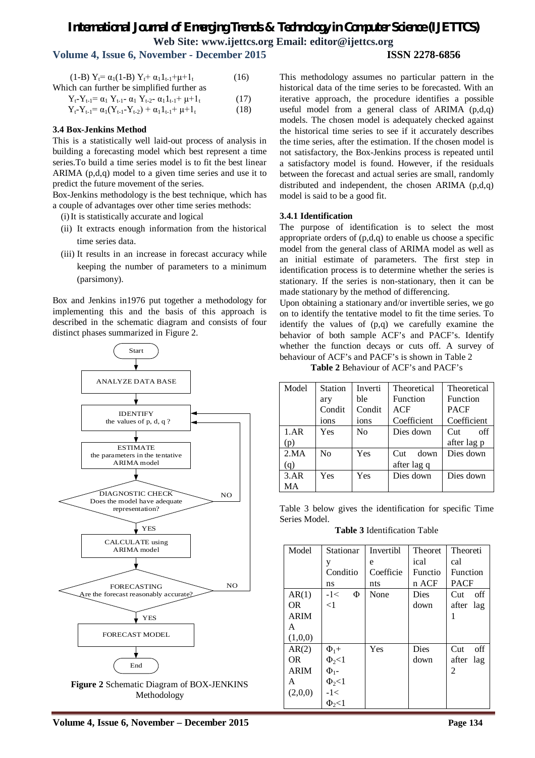$$(1\text{-}B)\, Y_t = \alpha_1(1\text{-}B)\, Y_t + \alpha_1 1_{t-1} + \mu + 1_t \quad (16)$$

Which can further be simplified further as

$$Y_t\text{-}Y_{t-1} = \alpha_1\, Y_{t-1}\text{-}\, \alpha_1\, Y_{t-2}\text{-}\, \alpha_1 1_{t-1} + \mu + 1_t \quad (17)$$

$$Y_t\text{-}Y_{t-1} = \alpha_1(Y_{t-1}\text{-}Y_{t-2}) + \alpha_1 1_{t-1} + \mu + 1_t \quad (18)$$

### 3.4 Box-Jenkins Method

This is a statistically well laid-out process of analysis in building a forecasting model which best represent a time series.To build a time series model is to fit the best linear ARIMA (p,d,q) model to a given time series and use it to predict the future movement of the series.

Box-Jenkins methodology is the best technique, which has a couple of advantages over other time series methods:

(i) It is statistically accurate and logical

(ii) It extracts enough information from the historical time series data.

(iii) It results in an increase in forecast accuracy while keeping the number of parameters to a minimum (parsimony).

Box and Jenkins in1976 put together a methodology for implementing this and the basis of this approach is described in the schematic diagram and consists of four distinct phases summarized in Figure 2.

Start → ANALYZE DATA BASE → IDENTIFY the values of p, d, q ? → ESTIMATE the parameters in the tentative ARIMA model → DIAGNOSTIC CHECK Does the model have adequate representation? (NO → back to IDENTIFY; YES →) CALCULATE using ARIMA model → FORECASTING Are the forecast reasonably accurate? (NO → back to IDENTIFY; YES →) FORECAST MODEL → End

**Figure 2** Schematic Diagram of BOX-JENKINS Methodology

This methodology assumes no particular pattern in the historical data of the time series to be forecasted. With an iterative approach, the procedure identifies a possible useful model from a general class of ARIMA (p,d,q) models. The chosen model is adequately checked against the historical time series to see if it accurately describes the time series, after the estimation. If the chosen model is not satisfactory, the Box-Jenkins process is repeated until a satisfactory model is found. However, if the residuals between the forecast and actual series are small, randomly distributed and independent, the chosen ARIMA (p,d,q) model is said to be a good fit.

#### 3.4.1 Identification

The purpose of identification is to select the most appropriate orders of (p,d,q) to enable us choose a specific model from the general class of ARIMA model as well as an initial estimate of parameters. The first step in identification process is to determine whether the series is stationary. If the series is non-stationary, then it can be made stationary by the method of differencing.

Upon obtaining a stationary and/or invertible series, we go on to identify the tentative model to fit the time series. To identify the values of (p,q) we carefully examine the behavior of both sample ACF's and PACF's. Identify whether the function decays or cuts off. A survey of behaviour of ACF's and PACF's is shown in Table 2

**Table 2** Behaviour of ACF's and PACF's

| Model | Stationary Conditions | Invertible Conditions | Theoretical Function ACF Coefficient | Theoretical Function PACF Coefficient |
|---|---|---|---|---|
| 1.AR (p) | Yes | No | Dies down | Cut off after lag p |
| 2.MA (q) | No | Yes | Cut down after lag q | Dies down |
| 3.ARMA | Yes | Yes | Dies down | Dies down |

Table 3 below gives the identification for specific Time Series Model.

**Table 3** Identification Table

| Model | Stationary Conditions | Invertible Coefficients | Theoretical Function ACF | Theoretical Function PACF |
|---|---|---|---|---|
| AR(1) OR ARIMA (1,0,0) | $-1 < \Phi < 1$ | None | Dies down | Cut off after lag 1 |
| AR(2) OR ARIMA (2,0,0) | $\Phi_1 + \Phi_2 < 1$ $\Phi_1 - \Phi_2 < 1$ $-1 < \Phi_2 < 1$ | Yes | Dies down | Cut off after lag 2 |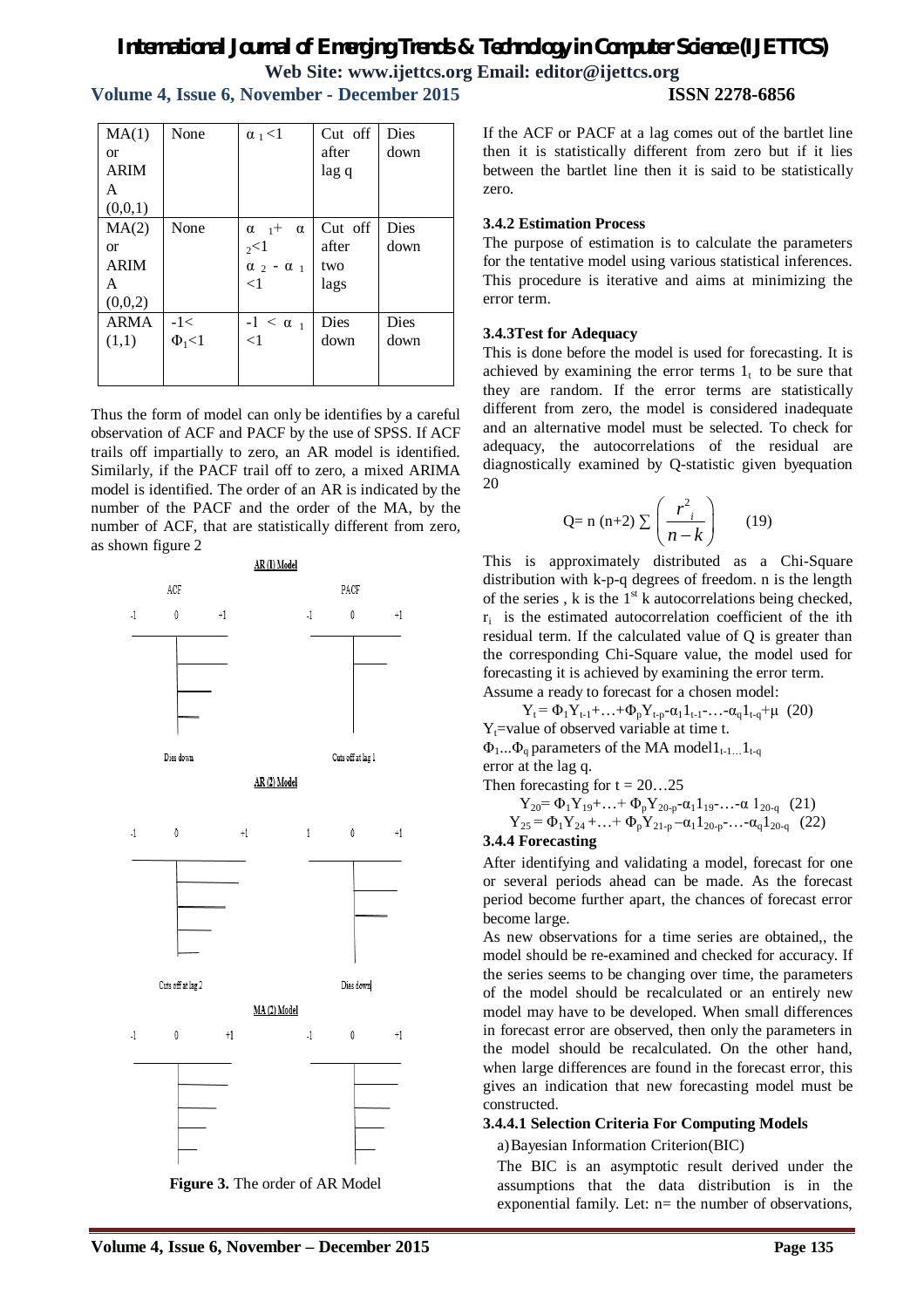| MA(1) or ARIMA (0,0,1) | None | $\alpha_1 < 1$ | Cut off after lag q | Dies down |
|---|---|---|---|---|
| MA(2) or ARIMA (0,0,2) | None | $\alpha_1 + \alpha_2 < 1$ $\alpha_2 - \alpha_1 < 1$ | Cut off after two lags | Dies down |
| ARMA (1,1) | $-1 < \Phi_1 < 1$ | $-1 < \alpha_1 < 1$ | Dies down | Dies down |

Thus the form of model can only be identifies by a careful observation of ACF and PACF by the use of SPSS. If ACF trails off impartially to zero, an AR model is identified. Similarly, if the PACF trail off to zero, a mixed ARIMA model is identified. The order of an AR is indicated by the number of the PACF and the order of the MA, by the number of ACF, that are statistically different from zero, as shown figure 2

AR (1) Model

ACF -1 0 +1 — PACF -1 0 +1

Dies down — Cuts off at lag 1

AR (2) Model

-1 0 +1 — 1 0 +1

Cuts off at lag 2 — Dies down

MA (2) Model

-1 0 +1 — -1 0 +1

**Figure 3.** The order of AR Model

If the ACF or PACF at a lag comes out of the bartlet line then it is statistically different from zero but if it lies between the bartlet line then it is said to be statistically zero.

### 3.4.2 Estimation Process

The purpose of estimation is to calculate the parameters for the tentative model using various statistical inferences. This procedure is iterative and aims at minimizing the error term.

### 3.4.3Test for Adequacy

This is done before the model is used for forecasting. It is achieved by examining the error terms $1_t$ to be sure that they are random. If the error terms are statistically different from zero, the model is considered inadequate and an alternative model must be selected. To check for adequacy, the autocorrelations of the residual are diagnostically examined by Q-statistic given byequation 20

$$Q= n\,(n+2) \sum \left( \frac{r_i^2}{n-k} \right) \qquad (19)$$

This is approximately distributed as a Chi-Square distribution with k-p-q degrees of freedom. n is the length of the series , k is the 1[st] k autocorrelations being checked, $r_i$ is the estimated autocorrelation coefficient of the ith residual term. If the calculated value of Q is greater than the corresponding Chi-Square value, the model used for forecasting it is achieved by examining the error term.

Assume a ready to forecast for a chosen model:

$$Y_t = \Phi_1 Y_{t-1} + \ldots + \Phi_p Y_{t-p} - \alpha_1 1_{t-1} - \ldots - \alpha_q 1_{t-q} + \mu \quad (20)$$

$Y_t$=value of observed variable at time t.

$\Phi_1 \ldots \Phi_q$ parameters of the MA model$1_{t-1 \ldots} 1_{t-q}$ error at the lag q.

Then forecasting for t = 20…25

$$Y_{20} = \Phi_1 Y_{19} + \ldots + \Phi_p Y_{20-p} - \alpha_1 1_{19} - \ldots - \alpha\, 1_{20-q} \quad (21)$$

$$Y_{25} = \Phi_1 Y_{24} + \ldots + \Phi_p Y_{21-p} - \alpha_1 1_{20-p} - \ldots - \alpha_q 1_{20-q} \quad (22)$$

### 3.4.4 Forecasting

After identifying and validating a model, forecast for one or several periods ahead can be made. As the forecast period become further apart, the chances of forecast error become large.

As new observations for a time series are obtained,, the model should be re-examined and checked for accuracy. If the series seems to be changing over time, the parameters of the model should be recalculated or an entirely new model may have to be developed. When small differences in forecast error are observed, then only the parameters in the model should be recalculated. On the other hand, when large differences are found in the forecast error, this gives an indication that new forecasting model must be constructed.

#### 3.4.4.1 Selection Criteria For Computing Models

a) Bayesian Information Criterion(BIC)

The BIC is an asymptotic result derived under the assumptions that the data distribution is in the exponential family. Let: n= the number of observations,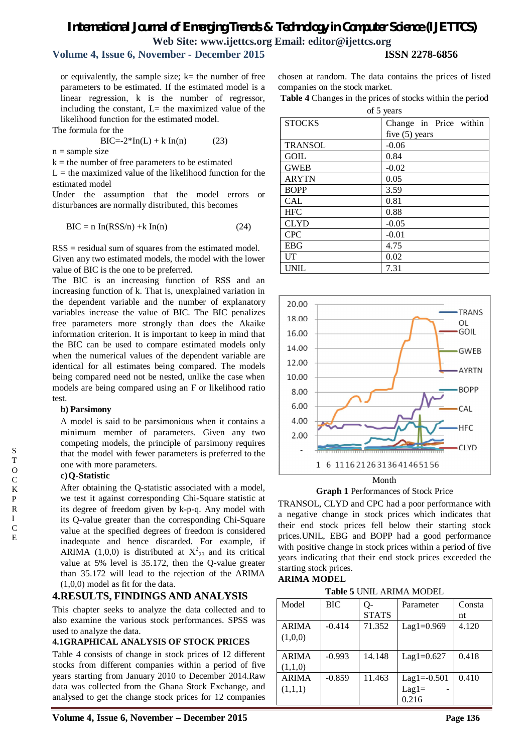or equivalently, the sample size; k= the number of free parameters to be estimated. If the estimated model is a linear regression, k is the number of regressor, including the constant, L= the maximized value of the likelihood function for the estimated model.

The formula for the

$$BIC=-2*\ln(L) + k\ln(n) \qquad (23)$$

n = sample size

k = the number of free parameters to be estimated

L = the maximized value of the likelihood function for the estimated model

Under the assumption that the model errors or disturbances are normally distributed, this becomes

$$BIC = n\ln(RSS/n) + k\ln(n) \qquad (24)$$

RSS = residual sum of squares from the estimated model. Given any two estimated models, the model with the lower value of BIC is the one to be preferred.

The BIC is an increasing function of RSS and an increasing function of k. That is, unexplained variation in the dependent variable and the number of explanatory variables increase the value of BIC. The BIC penalizes free parameters more strongly than does the Akaike information criterion. It is important to keep in mind that the BIC can be used to compare estimated models only when the numerical values of the dependent variable are identical for all estimates being compared. The models being compared need not be nested, unlike the case when models are being compared using an F or likelihood ratio test.

**b) Parsimony**

A model is said to be parsimonious when it contains a minimum member of parameters. Given any two competing models, the principle of parsimony requires that the model with fewer parameters is preferred to the one with more parameters.

**c) Q-Statistic**

After obtaining the Q-statistic associated with a model, we test it against corresponding Chi-Square statistic at its degree of freedom given by k-p-q. Any model with its Q-value greater than the corresponding Chi-Square value at the specified degrees of freedom is considered inadequate and hence discarded. For example, if ARIMA (1,0,0) is distributed at $X^2_{23}$ and its critical value at 5% level is 35.172, then the Q-value greater than 35.172 will lead to the rejection of the ARIMA (1,0,0) model as fit for the data.

## 4.RESULTS, FINDINGS AND ANALYSIS

This chapter seeks to analyze the data collected and to also examine the various stock performances. SPSS was used to analyze the data.

### 4.1GRAPHICAL ANALYSIS OF STOCK PRICES

Table 4 consists of change in stock prices of 12 different stocks from different companies within a period of five years starting from January 2010 to December 2014.Raw data was collected from the Ghana Stock Exchange, and analysed to get the change stock prices for 12 companies chosen at random. The data contains the prices of listed companies on the stock market.

**Table 4** Changes in the prices of stocks within the period of 5 years

| STOCKS | Change in Price within five (5) years |
|---|---|
| TRANSOL | -0.06 |
| GOIL | 0.84 |
| GWEB | -0.02 |
| ARYTN | 0.05 |
| BOPP | 3.59 |
| CAL | 0.81 |
| HFC | 0.88 |
| CLYD | -0.05 |
| CPC | -0.01 |
| EBG | 4.75 |
| UT | 0.02 |
| UNIL | 7.31 |

**Graph 1** Performances of Stock Price

TRANSOL, CLYD and CPC had a poor performance with a negative change in stock prices which indicates that their end stock prices fell below their starting stock prices.UNIL, EBG and BOPP had a good performance with positive change in stock prices within a period of five years indicating that their end stock prices exceeded the starting stock prices.

**ARIMA MODEL**

**Table 5** UNIL ARIMA MODEL

| Model | BIC | Q-STATS | Parameter | Constant |
|---|---|---|---|---|
| ARIMA (1,0,0) | -0.414 | 71.352 | Lag1=0.969 | 4.120 |
| ARIMA (1,1,0) | -0.993 | 14.148 | Lag1=0.627 | 0.418 |
| ARIMA (1,1,1) | -0.859 | 11.463 | Lag1=-0.501 Lag1= -0.216 | 0.410 |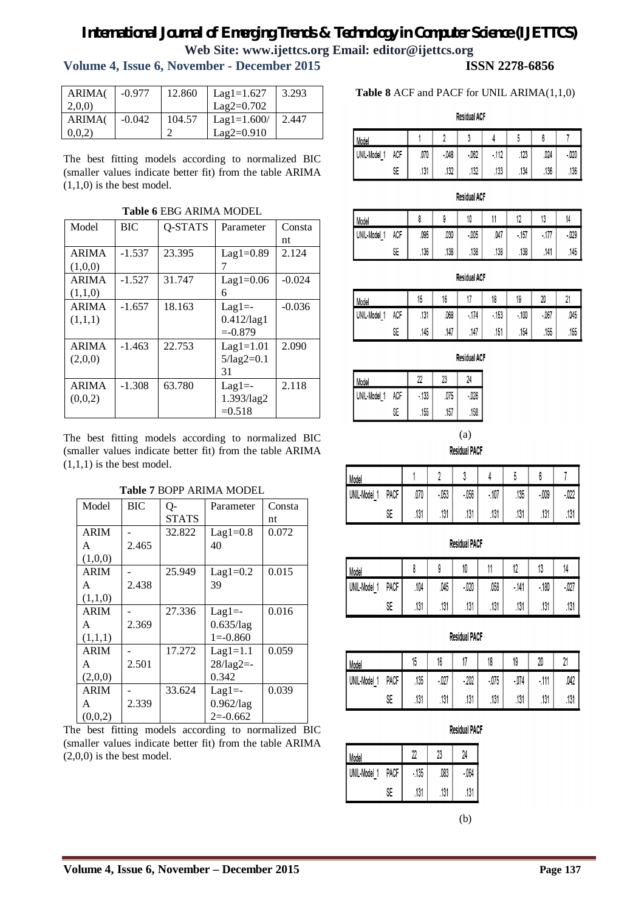| ARIMA(2,0,0) | -0.977 | 12.860 | Lag1=1.627 Lag2=0.702 | 3.293 |
|---|---|---|---|---|
| ARIMA(0,0,2) | -0.042 | 104.572 | Lag1=1.600/ Lag2=0.910 | 2.447 |

The best fitting models according to normalized BIC (smaller values indicate better fit) from the table ARIMA (1,1,0) is the best model.

**Table 6** EBG ARIMA MODEL

| Model | BIC | Q-STATS | Parameter | Constant |
|---|---|---|---|---|
| ARIMA (1,0,0) | -1.537 | 23.395 | Lag1=0.897 | 2.124 |
| ARIMA (1,1,0) | -1.527 | 31.747 | Lag1=0.066 | -0.024 |
| ARIMA (1,1,1) | -1.657 | 18.163 | Lag1=-0.412/lag1=-0.879 | -0.036 |
| ARIMA (2,0,0) | -1.463 | 22.753 | Lag1=1.015/lag2=0.131 | 2.090 |
| ARIMA (0,0,2) | -1.308 | 63.780 | Lag1=-1.393/lag2=0.518 | 2.118 |

The best fitting models according to normalized BIC (smaller values indicate better fit) from the table ARIMA (1,1,1) is the best model.

**Table 7** BOPP ARIMA MODEL

| Model | BIC | Q-STATS | Parameter | Constant |
|---|---|---|---|---|
| ARIMA (1,0,0) | -2.465 | 32.822 | Lag1=0.840 | 0.072 |
| ARIMA (1,1,0) | -2.438 | 25.949 | Lag1=0.239 | 0.015 |
| ARIMA (1,1,1) | -2.369 | 27.336 | Lag1=-0.635/lag1=-0.860 | 0.016 |
| ARIMA (2,0,0) | -2.501 | 17.272 | Lag1=1.128/lag2=-0.342 | 0.059 |
| ARIMA (0,0,2) | -2.339 | 33.624 | Lag1=-0.962/lag2=-0.662 | 0.039 |

The best fitting models according to normalized BIC (smaller values indicate better fit) from the table ARIMA (2,0,0) is the best model.

**Table 8** ACF and PACF for UNIL ARIMA(1,1,0)

Residual ACF

| Model | | 1 | 2 | 3 | 4 | 5 | 6 | 7 |
|---|---|---|---|---|---|---|---|---|
| UNIL-Model_1 | ACF | .070 | -.048 | -.062 | -.112 | .123 | .024 | -.020 |
| | SE | .131 | .132 | .132 | .133 | .134 | .136 | .136 |

Residual ACF

| Model | | 8 | 9 | 10 | 11 | 12 | 13 | 14 |
|---|---|---|---|---|---|---|---|---|
| UNIL-Model_1 | ACF | .095 | .030 | -.005 | .047 | -.157 | -.177 | -.029 |
| | SE | .136 | .138 | .138 | .138 | .138 | .141 | .145 |

Residual ACF

| Model | | 15 | 16 | 17 | 18 | 19 | 20 | 21 |
|---|---|---|---|---|---|---|---|---|
| UNIL-Model_1 | ACF | .131 | .068 | -.174 | -.153 | -.100 | -.067 | .045 |
| | SE | .145 | .147 | .147 | .151 | .154 | .155 | .155 |

Residual ACF

| Model | | 22 | 23 | 24 |
|---|---|---|---|---|
| UNIL-Model_1 | ACF | -.133 | .075 | -.026 |
| | SE | .155 | .157 | .158 |

(a)

Residual PACF

| Model | | 1 | 2 | 3 | 4 | 5 | 6 | 7 |
|---|---|---|---|---|---|---|---|---|
| UNIL-Model_1 | PACF | .070 | -.053 | -.056 | -.107 | .135 | -.009 | -.022 |
| | SE | .131 | .131 | .131 | .131 | .131 | .131 | .131 |

Residual PACF

| Model | | 8 | 9 | 10 | 11 | 12 | 13 | 14 |
|---|---|---|---|---|---|---|---|---|
| UNIL-Model_1 | PACF | .104 | .045 | -.020 | .058 | -.141 | -.180 | -.027 |
| | SE | .131 | .131 | .131 | .131 | .131 | .131 | .131 |

Residual PACF

| Model | | 15 | 16 | 17 | 18 | 19 | 20 | 21 |
|---|---|---|---|---|---|---|---|---|
| UNIL-Model_1 | PACF | .135 | -.027 | -.202 | -.075 | -.074 | -.111 | .042 |
| | SE | .131 | .131 | .131 | .131 | .131 | .131 | .131 |

Residual PACF

| Model | | 22 | 23 | 24 |
|---|---|---|---|---|
| UNIL-Model_1 | PACF | -.135 | .083 | -.064 |
| | SE | .131 | .131 | .131 |

(b)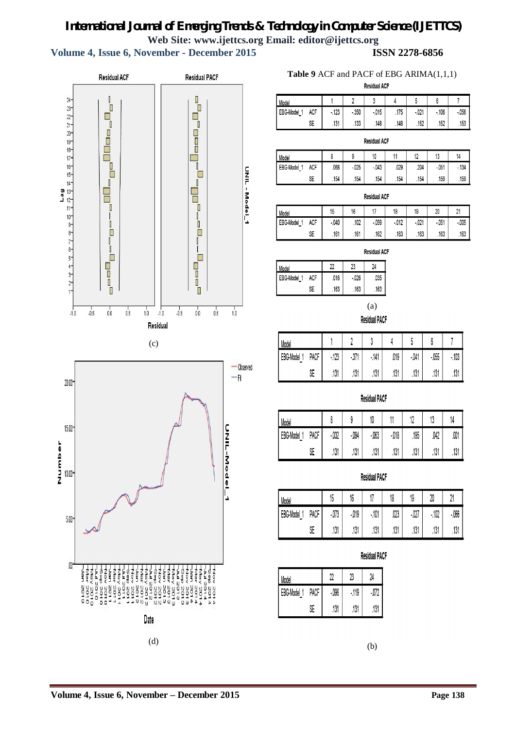**Table 9** ACF and PACF of EBG ARIMA(1,1,1)

Residual ACF

| Model | | 1 | 2 | 3 | 4 | 5 | 6 | 7 |
|---|---|---|---|---|---|---|---|---|
| EBG-Model_1 | ACF | -.123 | -.350 | -.015 | .175 | -.021 | -.106 | -.056 |
| | SE | .131 | .133 | .148 | .148 | .152 | .152 | .153 |

Residual ACF

| Model | | 8 | 9 | 10 | 11 | 12 | 13 | 14 |
|---|---|---|---|---|---|---|---|---|
| EBG-Model_1 | ACF | .068 | -.025 | -.043 | .029 | .204 | -.051 | -.134 |
| | SE | .154 | .154 | .154 | .154 | .154 | .159 | .159 |

Residual ACF

| Model | | 15 | 16 | 17 | 18 | 19 | 20 | 21 |
|---|---|---|---|---|---|---|---|---|
| EBG-Model_1 | ACF | -.040 | .102 | -.059 | -.012 | -.021 | -.051 | -.005 |
| | SE | .161 | .161 | .162 | .163 | .163 | .163 | .163 |

Residual ACF

| Model | | 22 | 23 | 24 |
|---|---|---|---|---|
| EBG-Model_1 | ACF | .016 | -.026 | .035 |
| | SE | .163 | .163 | .163 |

(a)

Residual PACF

| Model | | 1 | 2 | 3 | 4 | 5 | 6 | 7 |
|---|---|---|---|---|---|---|---|---|
| EBG-Model_1 | PACF | -.123 | -.371 | -.141 | .019 | -.041 | -.055 | -.103 |
| | SE | .131 | .131 | .131 | .131 | .131 | .131 | .131 |

Residual PACF

| Model | | 8 | 9 | 10 | 11 | 12 | 13 | 14 |
|---|---|---|---|---|---|---|---|---|
| EBG-Model_1 | PACF | -.032 | -.094 | -.063 | -.018 | .185 | .042 | .001 |
| | SE | .131 | .131 | .131 | .131 | .131 | .131 | .131 |

Residual PACF

| Model | | 15 | 16 | 17 | 18 | 19 | 20 | 21 |
|---|---|---|---|---|---|---|---|---|
| EBG-Model_1 | PACF | -.073 | -.019 | -.101 | .023 | -.027 | -.102 | -.066 |
| | SE | .131 | .131 | .131 | .131 | .131 | .131 | .131 |

Residual PACF

| Model | | 22 | 23 | 24 |
|---|---|---|---|---|
| EBG-Model_1 | PACF | -.096 | -.119 | -.072 |
| | SE | .131 | .131 | .131 |

(b)

(c)

(d)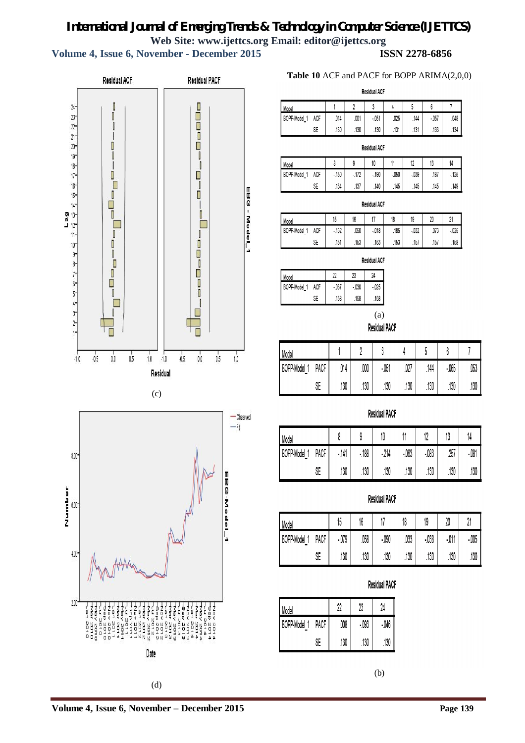**Table 10** ACF and PACF for BOPP ARIMA(2,0,0)

**Residual ACF**

| Model | | 1 | 2 | 3 | 4 | 5 | 6 | 7 |
|---|---|---|---|---|---|---|---|---|
| BOPP-Model_1 | ACF | .014 | .001 | -.051 | .025 | .144 | -.057 | .048 |
| | SE | .130 | .130 | .130 | .131 | .131 | .133 | .134 |

**Residual ACF**

| Model | | 8 | 9 | 10 | 11 | 12 | 13 | 14 |
|---|---|---|---|---|---|---|---|---|
| BOPP-Model_1 | ACF | -.160 | -.172 | -.190 | -.060 | -.039 | .187 | -.125 |
| | SE | .134 | .137 | .140 | .145 | .145 | .145 | .149 |

**Residual ACF**

| Model | | 15 | 16 | 17 | 18 | 19 | 20 | 21 |
|---|---|---|---|---|---|---|---|---|
| BOPP-Model_1 | ACF | -.132 | .060 | -.018 | .185 | -.032 | .073 | -.025 |
| | SE | .151 | .153 | .153 | .153 | .157 | .157 | .158 |

**Residual ACF**

| Model | | 22 | 23 | 24 |
|---|---|---|---|---|
| BOPP-Model_1 | ACF | -.037 | -.030 | -.025 |
| | SE | .158 | .158 | .158 |

(a)

**Residual PACF**

| Model | | 1 | 2 | 3 | 4 | 5 | 6 | 7 |
|---|---|---|---|---|---|---|---|---|
| BOPP-Model_1 | PACF | .014 | .000 | -.051 | .027 | .144 | -.065 | .053 |
| | SE | .130 | .130 | .130 | .130 | .130 | .130 | .130 |

**Residual PACF**

| Model | | 8 | 9 | 10 | 11 | 12 | 13 | 14 |
|---|---|---|---|---|---|---|---|---|
| BOPP-Model_1 | PACF | -.141 | -.188 | -.214 | -.063 | -.083 | .257 | -.081 |
| | SE | .130 | .130 | .130 | .130 | .130 | .130 | .130 |

**Residual PACF**

| Model | | 15 | 16 | 17 | 18 | 19 | 20 | 21 |
|---|---|---|---|---|---|---|---|---|
| BOPP-Model_1 | PACF | -.079 | .058 | -.090 | .033 | -.038 | -.011 | -.005 |
| | SE | .130 | .130 | .130 | .130 | .130 | .130 | .130 |

**Residual PACF**

| Model | | 22 | 23 | 24 |
|---|---|---|---|---|
| BOPP-Model_1 | PACF | .008 | -.093 | -.046 |
| | SE | .130 | .130 | .130 |

(b)

(c)

(d)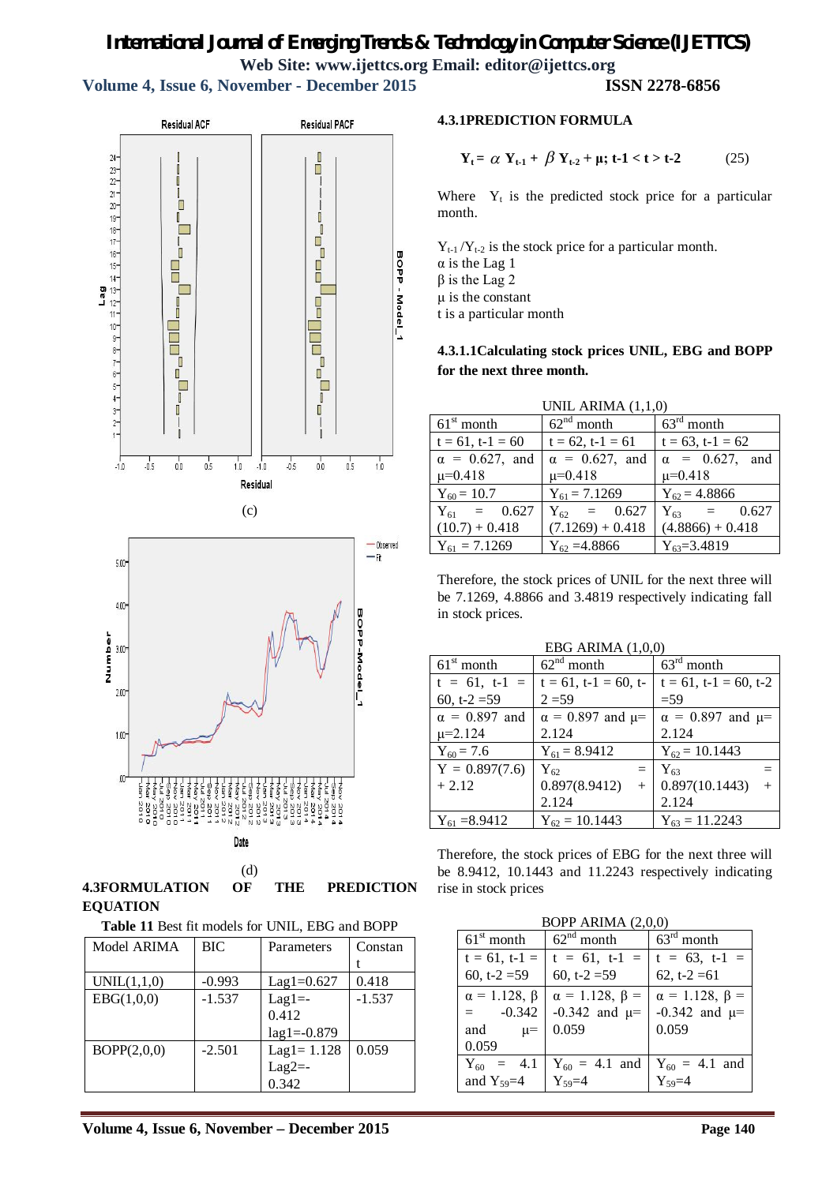(c)

(d)

### 4.3 FORMULATION OF THE PREDICTION EQUATION

**Table 11** Best fit models for UNIL, EBG and BOPP

| Model ARIMA | BIC | Parameters | Constant |
|---|---|---|---|
| UNIL(1,1,0) | -0.993 | Lag1=0.627 | 0.418 |
| EBG(1,0,0) | -1.537 | Lag1=-0.412 lag1=-0.879 | -1.537 |
| BOPP(2,0,0) | -2.501 | Lag1= 1.128 Lag2=-0.342 | 0.059 |

#### 4.3.1 PREDICTION FORMULA

$$\mathbf{Y_t = \alpha\, Y_{t-1} + \beta\, Y_{t-2} + \mu;\ t\text{-}1 < t > t\text{-}2} \qquad (25)$$

Where $Y_t$ is the predicted stock price for a particular month.

$Y_{t-1}$ / $Y_{t-2}$ is the stock price for a particular month.
α is the Lag 1
β is the Lag 2
μ is the constant
t is a particular month

##### 4.3.1.1 Calculating stock prices UNIL, EBG and BOPP for the next three month.

UNIL ARIMA (1,1,0)

| $61^{st}$ month | $62^{nd}$ month | $63^{rd}$ month |
|---|---|---|
| t = 61, t-1 = 60 | t = 62, t-1 = 61 | t = 63, t-1 = 62 |
| α = 0.627, and μ=0.418 | α = 0.627, and μ=0.418 | α = 0.627, and μ=0.418 |
| $Y_{60}$ = 10.7 | $Y_{61}$ = 7.1269 | $Y_{62}$ = 4.8866 |
| $Y_{61}$ = 0.627 (10.7) + 0.418 | $Y_{62}$ = 0.627 (7.1269) + 0.418 | $Y_{63}$ = 0.627 (4.8866) + 0.418 |
| $Y_{61}$ = 7.1269 | $Y_{62}$ =4.8866 | $Y_{63}$=3.4819 |

Therefore, the stock prices of UNIL for the next three will be 7.1269, 4.8866 and 3.4819 respectively indicating fall in stock prices.

EBG ARIMA (1,0,0)

| $61^{st}$ month | $62^{nd}$ month | $63^{rd}$ month |
|---|---|---|
| t = 61, t-1 = 60, t-2 =59 | t = 61, t-1 = 60, t-2 =59 | t = 61, t-1 = 60, t-2 =59 |
| α = 0.897 and μ=2.124 | α = 0.897 and μ= 2.124 | α = 0.897 and μ= 2.124 |
| $Y_{60}$ = 7.6 | $Y_{61}$ = 8.9412 | $Y_{62}$ = 10.1443 |
| Y = 0.897(7.6) + 2.12 | $Y_{62}$ = 0.897(8.9412) + 2.124 | $Y_{63}$ = 0.897(10.1443) + 2.124 |
| $Y_{61}$ =8.9412 | $Y_{62}$ = 10.1443 | $Y_{63}$ = 11.2243 |

Therefore, the stock prices of EBG for the next three will be 8.9412, 10.1443 and 11.2243 respectively indicating rise in stock prices

BOPP ARIMA (2,0,0)

| $61^{st}$ month | $62^{nd}$ month | $63^{rd}$ month |
|---|---|---|
| t = 61, t-1 = 60, t-2 =59 | t = 61, t-1 = 60, t-2 =59 | t = 63, t-1 = 62, t-2 =61 |
| α = 1.128, β = -0.342 and μ= 0.059 | α = 1.128, β = -0.342 and μ= 0.059 | α = 1.128, β = -0.342 and μ= 0.059 |
| $Y_{60}$ = 4.1 and $Y_{59}$=4 | $Y_{60}$ = 4.1 and $Y_{59}$=4 | $Y_{60}$ = 4.1 and $Y_{59}$=4 |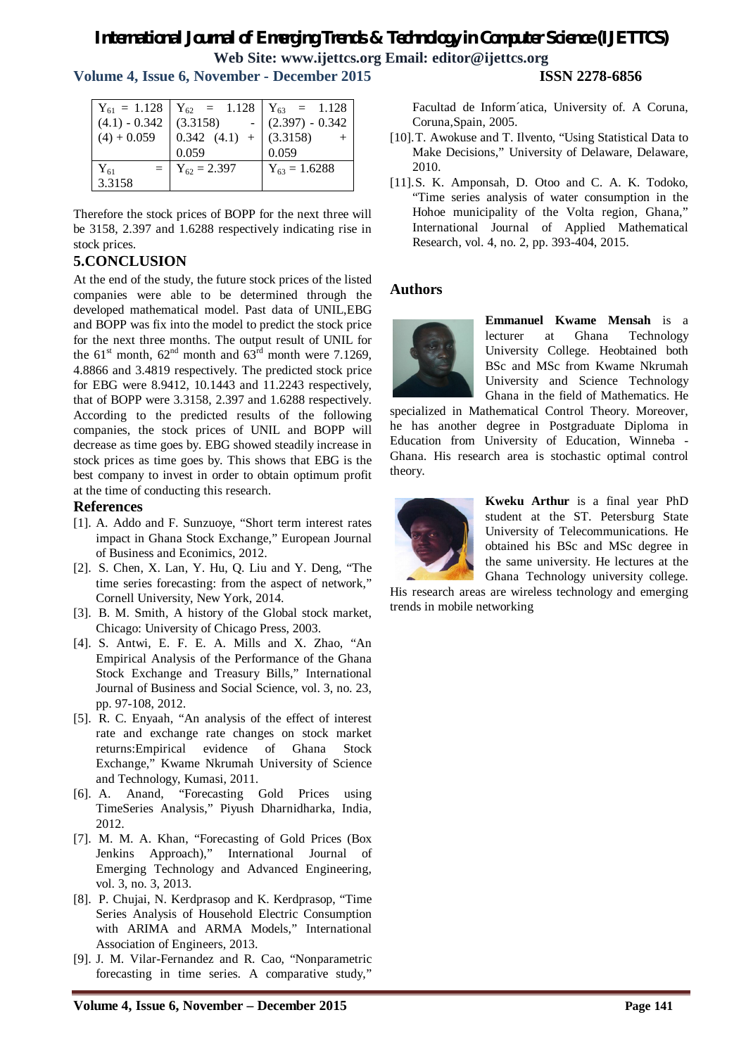| | | |
|---|---|---|
| $Y_{61}$ = 1.128 (4.1) - 0.342 (4) + 0.059 | $Y_{62}$ = 1.128 (3.3158) - 0.342 (4.1) + 0.059 | $Y_{63}$ = 1.128 (2.397) - 0.342 (3.3158) + 0.059 |
| $Y_{61}$ = 3.3158 | $Y_{62}$ = 2.397 | $Y_{63}$ = 1.6288 |

Therefore the stock prices of BOPP for the next three will be 3158, 2.397 and 1.6288 respectively indicating rise in stock prices.

## 5.CONCLUSION

At the end of the study, the future stock prices of the listed companies were able to be determined through the developed mathematical model. Past data of UNIL,EBG and BOPP was fix into the model to predict the stock price for the next three months. The output result of UNIL for the 61st month, 62nd month and 63rd month were 7.1269, 4.8866 and 3.4819 respectively. The predicted stock price for EBG were 8.9412, 10.1443 and 11.2243 respectively, that of BOPP were 3.3158, 2.397 and 1.6288 respectively. According to the predicted results of the following companies, the stock prices of UNIL and BOPP will decrease as time goes by. EBG showed steadily increase in stock prices as time goes by. This shows that EBG is the best company to invest in order to obtain optimum profit at the time of conducting this research.

## References

[1]. A. Addo and F. Sunzuoye, "Short term interest rates impact in Ghana Stock Exchange," European Journal of Business and Econimics, 2012.

[2]. S. Chen, X. Lan, Y. Hu, Q. Liu and Y. Deng, "The time series forecasting: from the aspect of network," Cornell University, New York, 2014.

[3]. B. M. Smith, A history of the Global stock market, Chicago: University of Chicago Press, 2003.

[4]. S. Antwi, E. F. E. A. Mills and X. Zhao, "An Empirical Analysis of the Performance of the Ghana Stock Exchange and Treasury Bills," International Journal of Business and Social Science, vol. 3, no. 23, pp. 97-108, 2012.

[5]. R. C. Enyaah, "An analysis of the effect of interest rate and exchange rate changes on stock market returns:Empirical evidence of Ghana Stock Exchange," Kwame Nkrumah University of Science and Technology, Kumasi, 2011.

[6]. A. Anand, "Forecasting Gold Prices using TimeSeries Analysis," Piyush Dharnidharka, India, 2012.

[7]. M. M. A. Khan, "Forecasting of Gold Prices (Box Jenkins Approach)," International Journal of Emerging Technology and Advanced Engineering, vol. 3, no. 3, 2013.

[8]. P. Chujai, N. Kerdprasop and K. Kerdprasop, "Time Series Analysis of Household Electric Consumption with ARIMA and ARMA Models," International Association of Engineers, 2013.

[9]. J. M. Vilar-Fernandez and R. Cao, "Nonparametric forecasting in time series. A comparative study," Facultad de Inform´atica, University of. A Coruna, Coruna,Spain, 2005.

[10]. T. Awokuse and T. Ilvento, "Using Statistical Data to Make Decisions," University of Delaware, Delaware, 2010.

[11]. S. K. Amponsah, D. Otoo and C. A. K. Todoko, "Time series analysis of water consumption in the Hohoe municipality of the Volta region, Ghana," International Journal of Applied Mathematical Research, vol. 4, no. 2, pp. 393-404, 2015.

## Authors

**Emmanuel Kwame Mensah** is a lecturer at Ghana Technology University College. Heobtained both BSc and MSc from Kwame Nkrumah University and Science Technology Ghana in the field of Mathematics. He specialized in Mathematical Control Theory. Moreover, he has another degree in Postgraduate Diploma in Education from University of Education, Winneba - Ghana. His research area is stochastic optimal control theory.

**Kweku Arthur** is a final year PhD student at the ST. Petersburg State University of Telecommunications. He obtained his BSc and MSc degree in the same university. He lectures at the Ghana Technology university college. His research areas are wireless technology and emerging trends in mobile networking